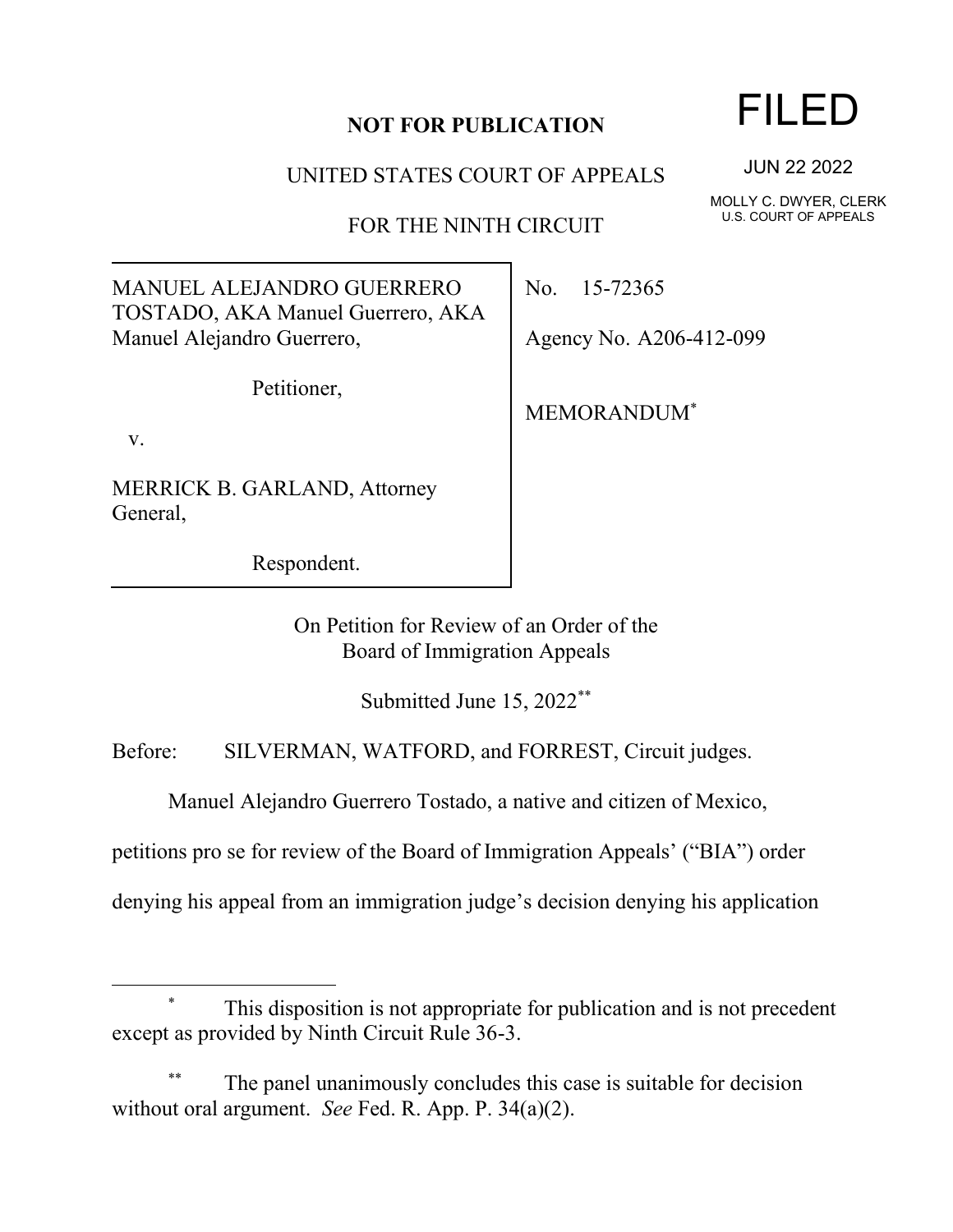**NOT FOR PUBLICATION**

UNITED STATES COURT OF APPEALS

FOR THE NINTH CIRCUIT

FILED

JUN 22 2022

MOLLY C. DWYER, CLERK
U.S. COURT OF APPEALS

MANUEL ALEJANDRO GUERRERO TOSTADO, AKA Manuel Guerrero, AKA Manuel Alejandro Guerrero,

Petitioner,

v.

MERRICK B. GARLAND, Attorney General,

Respondent.

No. 15-72365

Agency No. A206-412-099

MEMORANDUM[*]

On Petition for Review of an Order of the Board of Immigration Appeals

Submitted June 15, 2022[**]

Before: SILVERMAN, WATFORD, and FORREST, Circuit judges.

Manuel Alejandro Guerrero Tostado, a native and citizen of Mexico, petitions pro se for review of the Board of Immigration Appeals' ("BIA") order denying his appeal from an immigration judge's decision denying his application

---

[*] This disposition is not appropriate for publication and is not precedent except as provided by Ninth Circuit Rule 36-3.

[**] The panel unanimously concludes this case is suitable for decision without oral argument. *See* Fed. R. App. P. 34(a)(2).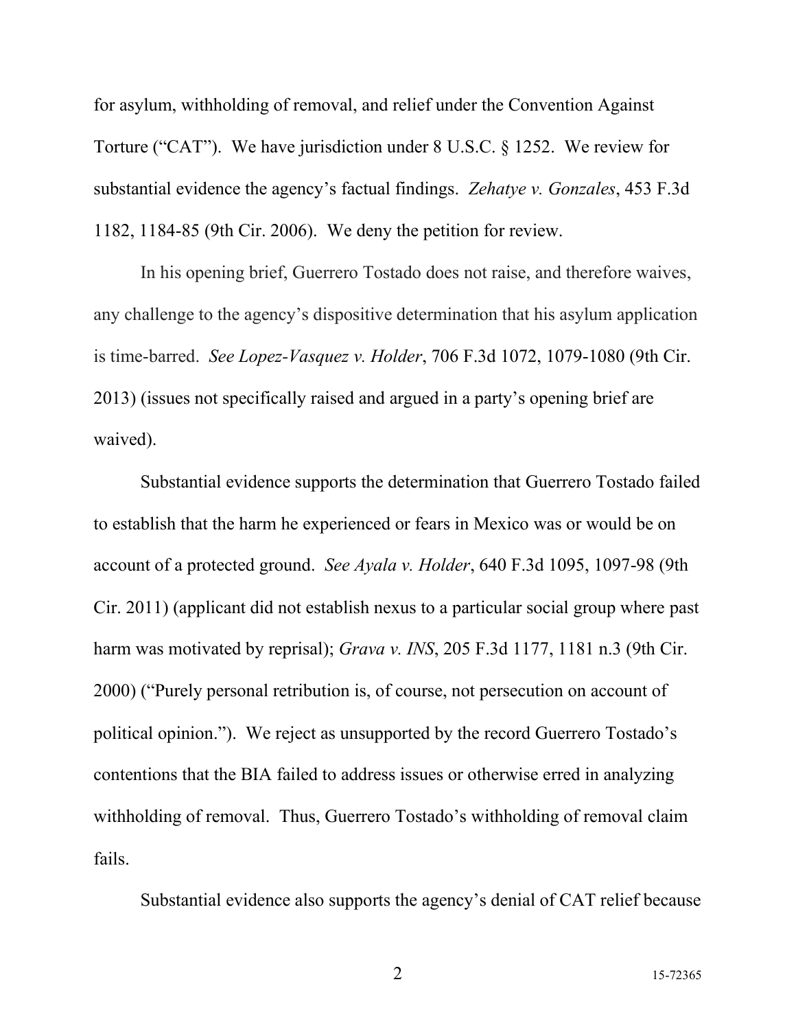for asylum, withholding of removal, and relief under the Convention Against Torture ("CAT"). We have jurisdiction under 8 U.S.C. § 1252. We review for substantial evidence the agency's factual findings. *Zehatye v. Gonzales*, 453 F.3d 1182, 1184-85 (9th Cir. 2006). We deny the petition for review.

In his opening brief, Guerrero Tostado does not raise, and therefore waives, any challenge to the agency's dispositive determination that his asylum application is time-barred. *See Lopez-Vasquez v. Holder*, 706 F.3d 1072, 1079-1080 (9th Cir. 2013) (issues not specifically raised and argued in a party's opening brief are waived).

Substantial evidence supports the determination that Guerrero Tostado failed to establish that the harm he experienced or fears in Mexico was or would be on account of a protected ground. *See Ayala v. Holder*, 640 F.3d 1095, 1097-98 (9th Cir. 2011) (applicant did not establish nexus to a particular social group where past harm was motivated by reprisal); *Grava v. INS*, 205 F.3d 1177, 1181 n.3 (9th Cir. 2000) ("Purely personal retribution is, of course, not persecution on account of political opinion."). We reject as unsupported by the record Guerrero Tostado's contentions that the BIA failed to address issues or otherwise erred in analyzing withholding of removal. Thus, Guerrero Tostado's withholding of removal claim fails.

Substantial evidence also supports the agency's denial of CAT relief because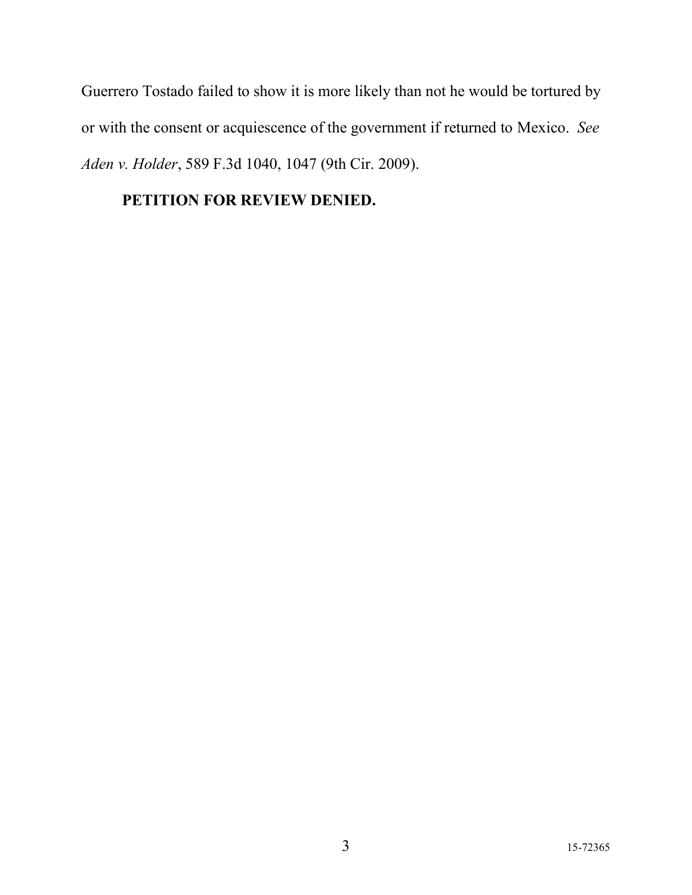Guerrero Tostado failed to show it is more likely than not he would be tortured by or with the consent or acquiescence of the government if returned to Mexico. *See Aden v. Holder*, 589 F.3d 1040, 1047 (9th Cir. 2009).

**PETITION FOR REVIEW DENIED.**